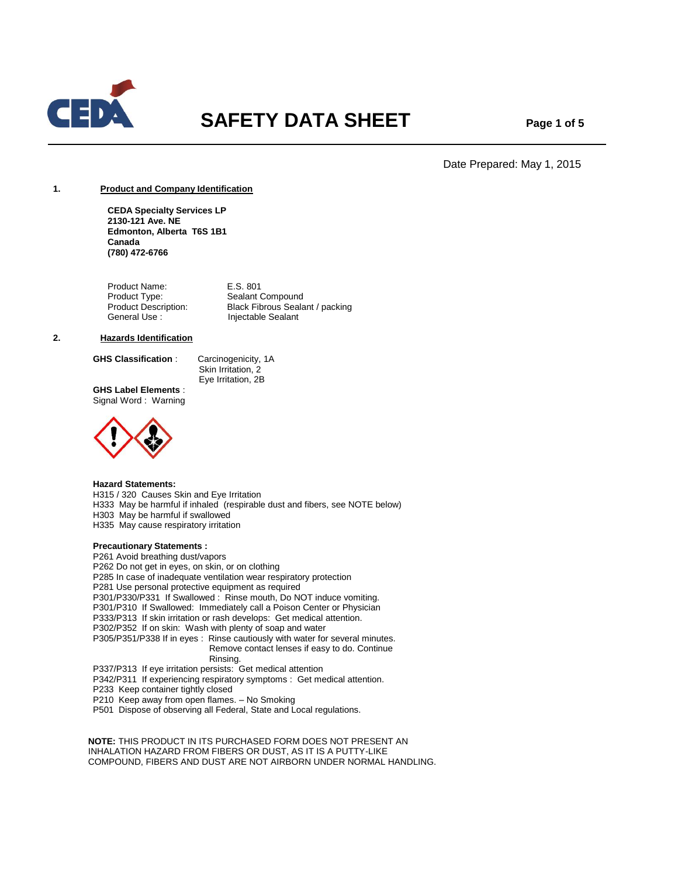# SAFETY DATA SHEET

Date Prepared: May 1, 2015

## 1. Product and Company Identification

**CEDA Specialty Services LP**
**2130-121 Ave. NE**
**Edmonton, Alberta T6S 1B1**
**Canada**
**(780) 472-6766**

| | |
|---|---|
| Product Name: | E.S. 801 |
| Product Type: | Sealant Compound |
| Product Description: | Black Fibrous Sealant / packing |
| General Use : | Injectable Sealant |

## 2. Hazards Identification

**GHS Classification** : Carcinogenicity, 1A
Skin Irritation, 2
Eye Irritation, 2B

**GHS Label Elements** :
Signal Word : Warning

**Hazard Statements:**
H315 / 320 Causes Skin and Eye Irritation
H333 May be harmful if inhaled (respirable dust and fibers, see NOTE below)
H303 May be harmful if swallowed
H335 May cause respiratory irritation

**Precautionary Statements :**
P261 Avoid breathing dust/vapors
P262 Do not get in eyes, on skin, or on clothing
P285 In case of inadequate ventilation wear respiratory protection
P281 Use personal protective equipment as required
P301/P330/P331 If Swallowed : Rinse mouth, Do NOT induce vomiting.
P301/P310 If Swallowed: Immediately call a Poison Center or Physician
P333/P313 If skin irritation or rash develops: Get medical attention.
P302/P352 If on skin: Wash with plenty of soap and water
P305/P351/P338 If in eyes : Rinse cautiously with water for several minutes. Remove contact lenses if easy to do. Continue Rinsing.
P337/P313 If eye irritation persists: Get medical attention
P342/P311 If experiencing respiratory symptoms : Get medical attention.
P233 Keep container tightly closed
P210 Keep away from open flames. – No Smoking
P501 Dispose of observing all Federal, State and Local regulations.

**NOTE:** THIS PRODUCT IN ITS PURCHASED FORM DOES NOT PRESENT AN INHALATION HAZARD FROM FIBERS OR DUST, AS IT IS A PUTTY-LIKE COMPOUND, FIBERS AND DUST ARE NOT AIRBORN UNDER NORMAL HANDLING.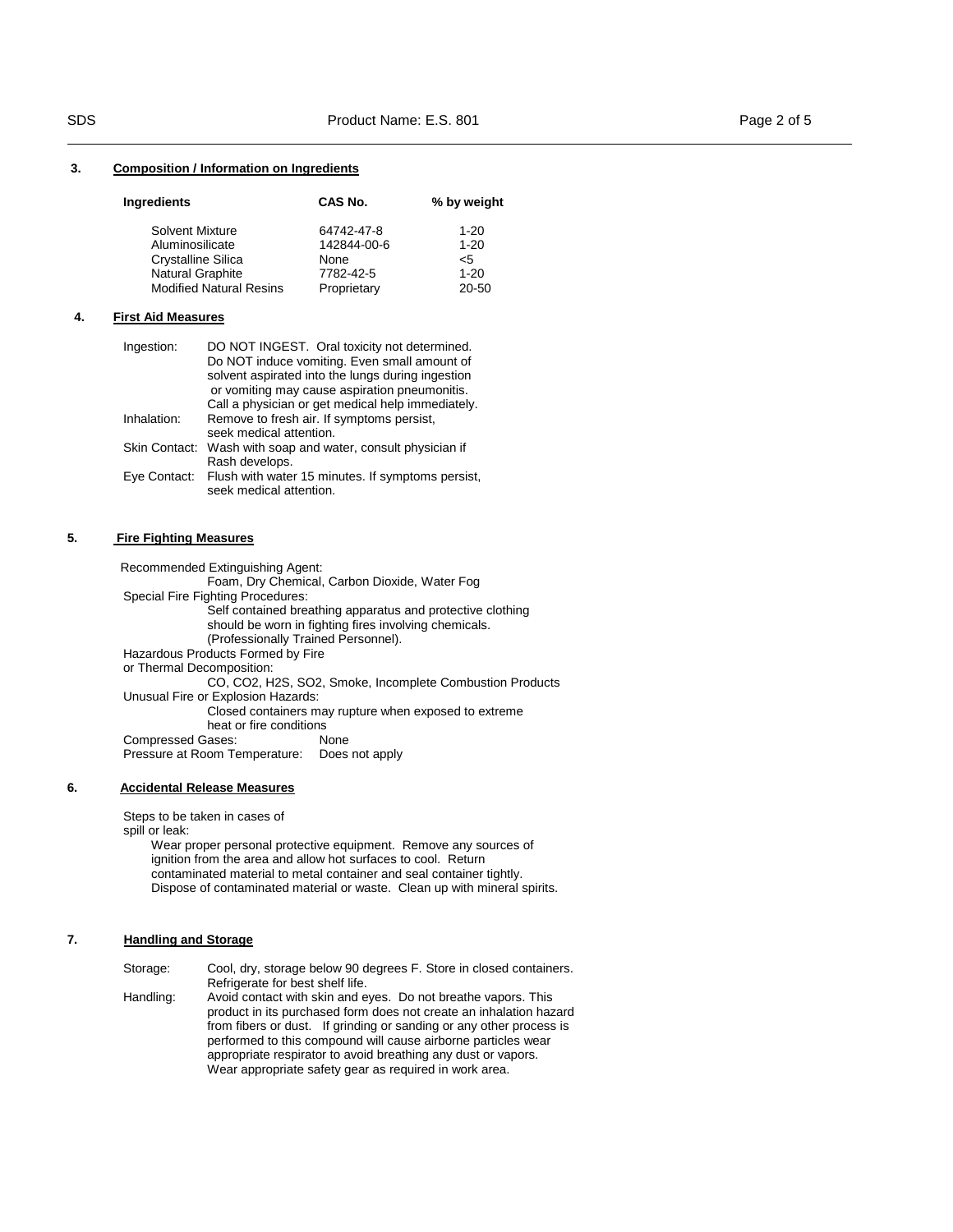## 3. Composition / Information on Ingredients

| Ingredients | CAS No. | % by weight |
|---|---|---|
| Solvent Mixture | 64742-47-8 | 1-20 |
| Aluminosilicate | 142844-00-6 | 1-20 |
| Crystalline Silica | None | <5 |
| Natural Graphite | 7782-42-5 | 1-20 |
| Modified Natural Resins | Proprietary | 20-50 |

## 4. First Aid Measures

**Ingestion:** DO NOT INGEST. Oral toxicity not determined. Do NOT induce vomiting. Even small amount of solvent aspirated into the lungs during ingestion or vomiting may cause aspiration pneumonitis. Call a physician or get medical help immediately.

**Inhalation:** Remove to fresh air. If symptoms persist, seek medical attention.

**Skin Contact:** Wash with soap and water, consult physician if Rash develops.

**Eye Contact:** Flush with water 15 minutes. If symptoms persist, seek medical attention.

## 5. Fire Fighting Measures

Recommended Extinguishing Agent:
Foam, Dry Chemical, Carbon Dioxide, Water Fog

Special Fire Fighting Procedures:
Self contained breathing apparatus and protective clothing should be worn in fighting fires involving chemicals. (Professionally Trained Personnel).

Hazardous Products Formed by Fire or Thermal Decomposition:
CO, $CO_2$, $H_2S$, $SO_2$, Smoke, Incomplete Combustion Products

Unusual Fire or Explosion Hazards:
Closed containers may rupture when exposed to extreme heat or fire conditions

Compressed Gases: None
Pressure at Room Temperature: Does not apply

## 6. Accidental Release Measures

Steps to be taken in cases of spill or leak:
Wear proper personal protective equipment. Remove any sources of ignition from the area and allow hot surfaces to cool. Return contaminated material to metal container and seal container tightly. Dispose of contaminated material or waste. Clean up with mineral spirits.

## 7. Handling and Storage

**Storage:** Cool, dry, storage below 90 degrees F. Store in closed containers. Refrigerate for best shelf life.

**Handling:** Avoid contact with skin and eyes. Do not breathe vapors. This product in its purchased form does not create an inhalation hazard from fibers or dust. If grinding or sanding or any other process is performed to this compound will cause airborne particles wear appropriate respirator to avoid breathing any dust or vapors. Wear appropriate safety gear as required in work area.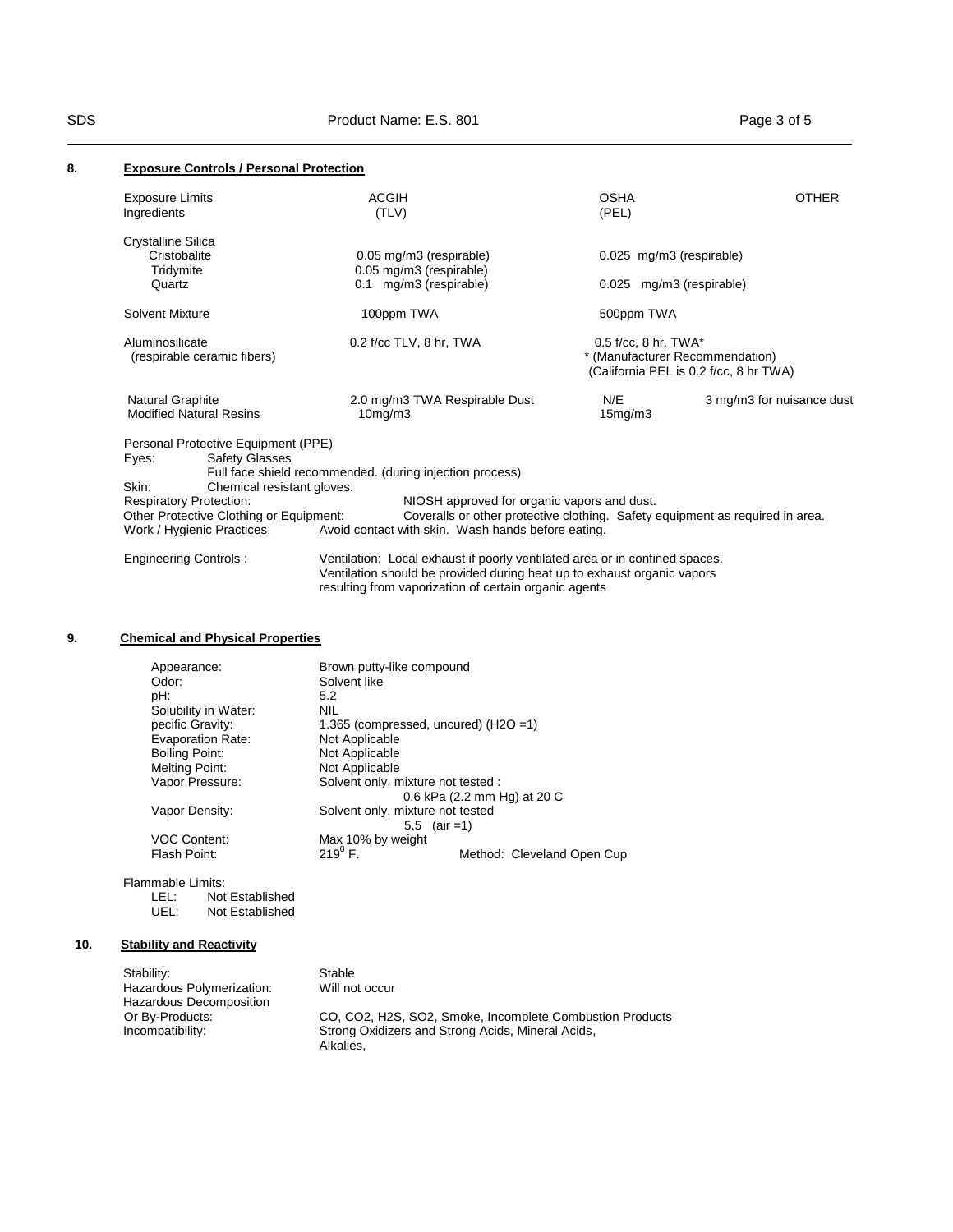## 8. Exposure Controls / Personal Protection

| Exposure Limits Ingredients | ACGIH (TLV) | OSHA (PEL) | OTHER |
|---|---|---|---|
| Crystalline Silica | | | |
| Cristobalite | 0.05 mg/m3 (respirable) | 0.025 mg/m3 (respirable) | |
| Tridymite | 0.05 mg/m3 (respirable) | | |
| Quartz | 0.1 mg/m3 (respirable) | 0.025 mg/m3 (respirable) | |
| Solvent Mixture | 100ppm TWA | 500ppm TWA | |
| Aluminosilicate (respirable ceramic fibers) | 0.2 f/cc TLV, 8 hr, TWA | 0.5 f/cc, 8 hr. TWA* * (Manufacturer Recommendation) (California PEL is 0.2 f/cc, 8 hr TWA) | |
| Natural Graphite | 2.0 mg/m3 TWA Respirable Dust | N/E | 3 mg/m3 for nuisance dust |
| Modified Natural Resins | 10mg/m3 | 15mg/m3 | |

Personal Protective Equipment (PPE)

Eyes: Safety Glasses
Full face shield recommended. (during injection process)

Skin: Chemical resistant gloves.

Respiratory Protection: NIOSH approved for organic vapors and dust.

Other Protective Clothing or Equipment: Coveralls or other protective clothing. Safety equipment as required in area.

Work / Hygienic Practices: Avoid contact with skin. Wash hands before eating.

Engineering Controls : Ventilation: Local exhaust if poorly ventilated area or in confined spaces. Ventilation should be provided during heat up to exhaust organic vapors resulting from vaporization of certain organic agents

## 9. Chemical and Physical Properties

| | |
|---|---|
| Appearance: | Brown putty-like compound |
| Odor: | Solvent like |
| pH: | 5.2 |
| Solubility in Water: | NIL |
| pecific Gravity: | 1.365 (compressed, uncured) ($H_2O$ =1) |
| Evaporation Rate: | Not Applicable |
| Boiling Point: | Not Applicable |
| Melting Point: | Not Applicable |
| Vapor Pressure: | Solvent only, mixture not tested : 0.6 kPa (2.2 mm Hg) at 20 C |
| Vapor Density: | Solvent only, mixture not tested 5.5 (air =1) |
| VOC Content: | Max 10% by weight |
| Flash Point: | $219^0$ F. Method: Cleveland Open Cup |

Flammable Limits:

LEL: Not Established

UEL: Not Established

## 10. Stability and Reactivity

| | |
|---|---|
| Stability: | Stable |
| Hazardous Polymerization: | Will not occur |
| Hazardous Decomposition Or By-Products: | CO, $CO_2$, $H_2S$, $SO_2$, Smoke, Incomplete Combustion Products |
| Incompatibility: | Strong Oxidizers and Strong Acids, Mineral Acids, Alkalies, |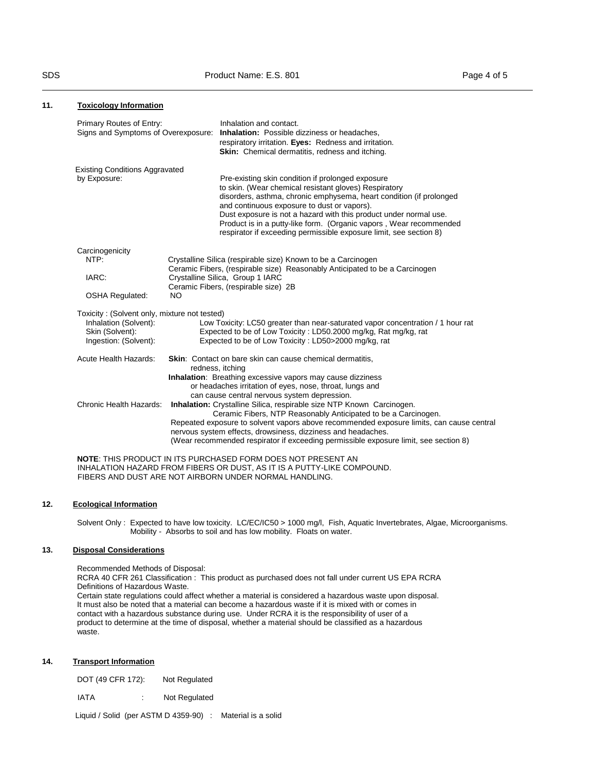## 11. Toxicology Information

Primary Routes of Entry: Inhalation and contact.

Signs and Symptoms of Overexposure: **Inhalation:** Possible dizziness or headaches, respiratory irritation. **Eyes:** Redness and irritation. **Skin:** Chemical dermatitis, redness and itching.

Existing Conditions Aggravated by Exposure: Pre-existing skin condition if prolonged exposure to skin. (Wear chemical resistant gloves) Respiratory disorders, asthma, chronic emphysema, heart condition (if prolonged and continuous exposure to dust or vapors). Dust exposure is not a hazard with this product under normal use. Product is in a putty-like form. (Organic vapors , Wear recommended respirator if exceeding permissible exposure limit, see section 8)

Carcinogenicity

NTP: Crystalline Silica (respirable size) Known to be a Carcinogen
Ceramic Fibers, (respirable size) Reasonably Anticipated to be a Carcinogen

IARC: Crystalline Silica, Group 1 IARC
Ceramic Fibers, (respirable size) 2B

OSHA Regulated: NO

Toxicity : (Solvent only, mixture not tested)

Inhalation (Solvent): Low Toxicity: LC50 greater than near-saturated vapor concentration / 1 hour rat

Skin (Solvent): Expected to be of Low Toxicity : LD50.2000 mg/kg, Rat mg/kg, rat

Ingestion: (Solvent): Expected to be of Low Toxicity : LD50>2000 mg/kg, rat

Acute Health Hazards: **Skin**: Contact on bare skin can cause chemical dermatitis, redness, itching
**Inhalation**: Breathing excessive vapors may cause dizziness or headaches irritation of eyes, nose, throat, lungs and can cause central nervous system depression.

Chronic Health Hazards: **Inhalation:** Crystalline Silica, respirable size NTP Known Carcinogen.
Ceramic Fibers, NTP Reasonably Anticipated to be a Carcinogen.
Repeated exposure to solvent vapors above recommended exposure limits, can cause central nervous system effects, drowsiness, dizziness and headaches.
(Wear recommended respirator if exceeding permissible exposure limit, see section 8)

**NOTE**: THIS PRODUCT IN ITS PURCHASED FORM DOES NOT PRESENT AN INHALATION HAZARD FROM FIBERS OR DUST, AS IT IS A PUTTY-LIKE COMPOUND. FIBERS AND DUST ARE NOT AIRBORN UNDER NORMAL HANDLING.

## 12. Ecological Information

Solvent Only : Expected to have low toxicity. LC/EC/IC50 > 1000 mg/l, Fish, Aquatic Invertebrates, Algae, Microorganisms.
Mobility - Absorbs to soil and has low mobility. Floats on water.

## 13. Disposal Considerations

Recommended Methods of Disposal:
RCRA 40 CFR 261 Classification : This product as purchased does not fall under current US EPA RCRA Definitions of Hazardous Waste.
Certain state regulations could affect whether a material is considered a hazardous waste upon disposal. It must also be noted that a material can become a hazardous waste if it is mixed with or comes in contact with a hazardous substance during use. Under RCRA it is the responsibility of user of a product to determine at the time of disposal, whether a material should be classified as a hazardous waste.

## 14. Transport Information

DOT (49 CFR 172): Not Regulated

IATA : Not Regulated

Liquid / Solid (per ASTM D 4359-90) : Material is a solid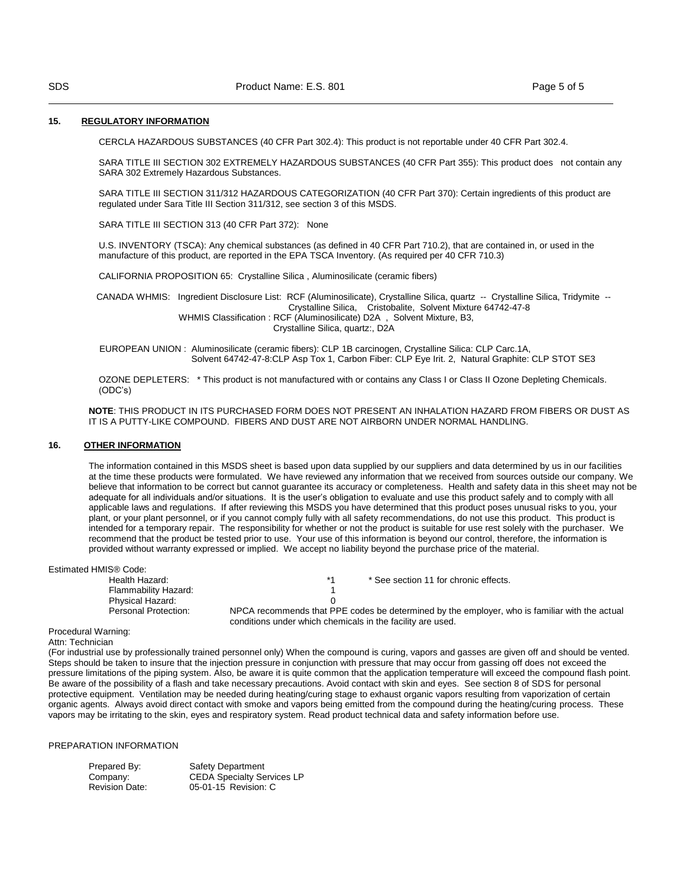## 15. REGULATORY INFORMATION

CERCLA HAZARDOUS SUBSTANCES (40 CFR Part 302.4): This product is not reportable under 40 CFR Part 302.4.

SARA TITLE III SECTION 302 EXTREMELY HAZARDOUS SUBSTANCES (40 CFR Part 355): This product does not contain any SARA 302 Extremely Hazardous Substances.

SARA TITLE III SECTION 311/312 HAZARDOUS CATEGORIZATION (40 CFR Part 370): Certain ingredients of this product are regulated under Sara Title III Section 311/312, see section 3 of this MSDS.

SARA TITLE III SECTION 313 (40 CFR Part 372): None

U.S. INVENTORY (TSCA): Any chemical substances (as defined in 40 CFR Part 710.2), that are contained in, or used in the manufacture of this product, are reported in the EPA TSCA Inventory. (As required per 40 CFR 710.3)

CALIFORNIA PROPOSITION 65: Crystalline Silica , Aluminosilicate (ceramic fibers)

CANADA WHMIS: Ingredient Disclosure List: RCF (Aluminosilicate), Crystalline Silica, quartz -- Crystalline Silica, Tridymite -- Crystalline Silica, Cristobalite, Solvent Mixture 64742-47-8
WHMIS Classification : RCF (Aluminosilicate) D2A , Solvent Mixture, B3,
Crystalline Silica, quartz:, D2A

EUROPEAN UNION : Aluminosilicate (ceramic fibers): CLP 1B carcinogen, Crystalline Silica: CLP Carc.1A,
Solvent 64742-47-8:CLP Asp Tox 1, Carbon Fiber: CLP Eye Irit. 2, Natural Graphite: CLP STOT SE3

OZONE DEPLETERS: * This product is not manufactured with or contains any Class I or Class II Ozone Depleting Chemicals. (ODC's)

**NOTE**: THIS PRODUCT IN ITS PURCHASED FORM DOES NOT PRESENT AN INHALATION HAZARD FROM FIBERS OR DUST AS IT IS A PUTTY-LIKE COMPOUND. FIBERS AND DUST ARE NOT AIRBORN UNDER NORMAL HANDLING.

## 16. OTHER INFORMATION

The information contained in this MSDS sheet is based upon data supplied by our suppliers and data determined by us in our facilities at the time these products were formulated. We have reviewed any information that we received from sources outside our company. We believe that information to be correct but cannot guarantee its accuracy or completeness. Health and safety data in this sheet may not be adequate for all individuals and/or situations. It is the user's obligation to evaluate and use this product safely and to comply with all applicable laws and regulations. If after reviewing this MSDS you have determined that this product poses unusual risks to you, your plant, or your plant personnel, or if you cannot comply fully with all safety recommendations, do not use this product. This product is intended for a temporary repair. The responsibility for whether or not the product is suitable for use rest solely with the purchaser. We recommend that the product be tested prior to use. Your use of this information is beyond our control, therefore, the information is provided without warranty expressed or implied. We accept no liability beyond the purchase price of the material.

Estimated HMIS® Code:

| | | |
|---|---|---|
| Health Hazard: | *1 | * See section 11 for chronic effects. |
| Flammability Hazard: | 1 | |
| Physical Hazard: | 0 | |
| Personal Protection: | NPCA recommends that PPE codes be determined by the employer, who is familiar with the actual conditions under which chemicals in the facility are used. | |

Procedural Warning:
Attn: Technician
(For industrial use by professionally trained personnel only) When the compound is curing, vapors and gasses are given off and should be vented. Steps should be taken to insure that the injection pressure in conjunction with pressure that may occur from gassing off does not exceed the pressure limitations of the piping system. Also, be aware it is quite common that the application temperature will exceed the compound flash point. Be aware of the possibility of a flash and take necessary precautions. Avoid contact with skin and eyes. See section 8 of SDS for personal protective equipment. Ventilation may be needed during heating/curing stage to exhaust organic vapors resulting from vaporization of certain organic agents. Always avoid direct contact with smoke and vapors being emitted from the compound during the heating/curing process. These vapors may be irritating to the skin, eyes and respiratory system. Read product technical data and safety information before use.

PREPARATION INFORMATION

| | |
|---|---|
| Prepared By: | Safety Department |
| Company: | CEDA Specialty Services LP |
| Revision Date: | 05-01-15 Revision: C |